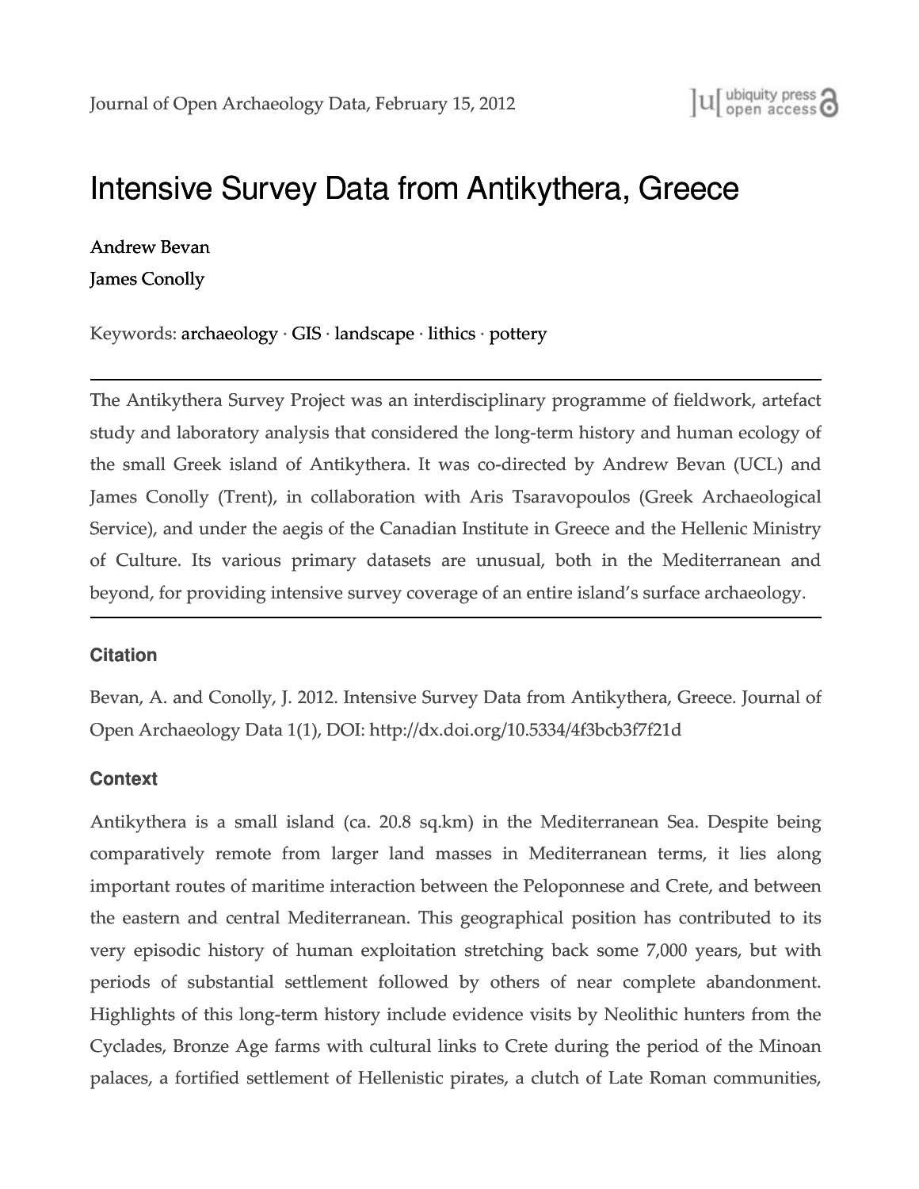Journal of Open Archaeology Data, February 15, 2012

# Intensive Survey Data from Antikythera, Greece

Andrew Bevan

James Conolly

Keywords: archaeology · GIS · landscape · lithics · pottery

---

The Antikythera Survey Project was an interdisciplinary programme of fieldwork, artefact study and laboratory analysis that considered the long-term history and human ecology of the small Greek island of Antikythera. It was co-directed by Andrew Bevan (UCL) and James Conolly (Trent), in collaboration with Aris Tsaravopoulos (Greek Archaeological Service), and under the aegis of the Canadian Institute in Greece and the Hellenic Ministry of Culture. Its various primary datasets are unusual, both in the Mediterranean and beyond, for providing intensive survey coverage of an entire island's surface archaeology.

---

### Citation

Bevan, A. and Conolly, J. 2012. Intensive Survey Data from Antikythera, Greece. Journal of Open Archaeology Data 1(1), DOI: http://dx.doi.org/10.5334/4f3bcb3f7f21d

### Context

Antikythera is a small island (ca. 20.8 sq.km) in the Mediterranean Sea. Despite being comparatively remote from larger land masses in Mediterranean terms, it lies along important routes of maritime interaction between the Peloponnese and Crete, and between the eastern and central Mediterranean. This geographical position has contributed to its very episodic history of human exploitation stretching back some 7,000 years, but with periods of substantial settlement followed by others of near complete abandonment. Highlights of this long-term history include evidence visits by Neolithic hunters from the Cyclades, Bronze Age farms with cultural links to Crete during the period of the Minoan palaces, a fortified settlement of Hellenistic pirates, a clutch of Late Roman communities,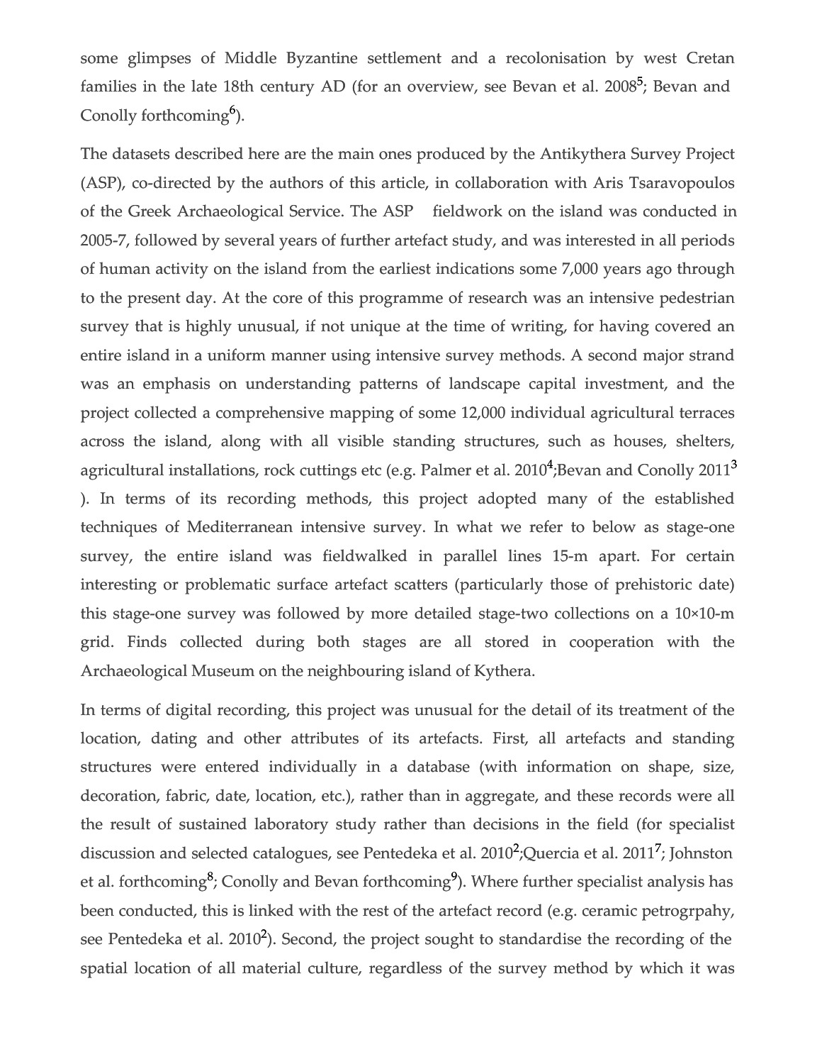some glimpses of Middle Byzantine settlement and a recolonisation by west Cretan families in the late 18th century AD (for an overview, see Bevan et al. 2008[5]; Bevan and Conolly forthcoming[6]).

The datasets described here are the main ones produced by the Antikythera Survey Project (ASP), co-directed by the authors of this article, in collaboration with Aris Tsaravopoulos of the Greek Archaeological Service. The ASP fieldwork on the island was conducted in 2005-7, followed by several years of further artefact study, and was interested in all periods of human activity on the island from the earliest indications some 7,000 years ago through to the present day. At the core of this programme of research was an intensive pedestrian survey that is highly unusual, if not unique at the time of writing, for having covered an entire island in a uniform manner using intensive survey methods. A second major strand was an emphasis on understanding patterns of landscape capital investment, and the project collected a comprehensive mapping of some 12,000 individual agricultural terraces across the island, along with all visible standing structures, such as houses, shelters, agricultural installations, rock cuttings etc (e.g. Palmer et al. 2010[4];Bevan and Conolly 2011[3] ). In terms of its recording methods, this project adopted many of the established techniques of Mediterranean intensive survey. In what we refer to below as stage-one survey, the entire island was fieldwalked in parallel lines 15-m apart. For certain interesting or problematic surface artefact scatters (particularly those of prehistoric date) this stage-one survey was followed by more detailed stage-two collections on a 10×10-m grid. Finds collected during both stages are all stored in cooperation with the Archaeological Museum on the neighbouring island of Kythera.

In terms of digital recording, this project was unusual for the detail of its treatment of the location, dating and other attributes of its artefacts. First, all artefacts and standing structures were entered individually in a database (with information on shape, size, decoration, fabric, date, location, etc.), rather than in aggregate, and these records were all the result of sustained laboratory study rather than decisions in the field (for specialist discussion and selected catalogues, see Pentedeka et al. 2010[2];Quercia et al. 2011[7]; Johnston et al. forthcoming[8]; Conolly and Bevan forthcoming[9]). Where further specialist analysis has been conducted, this is linked with the rest of the artefact record (e.g. ceramic petrogrpahy, see Pentedeka et al. 2010[2]). Second, the project sought to standardise the recording of the spatial location of all material culture, regardless of the survey method by which it was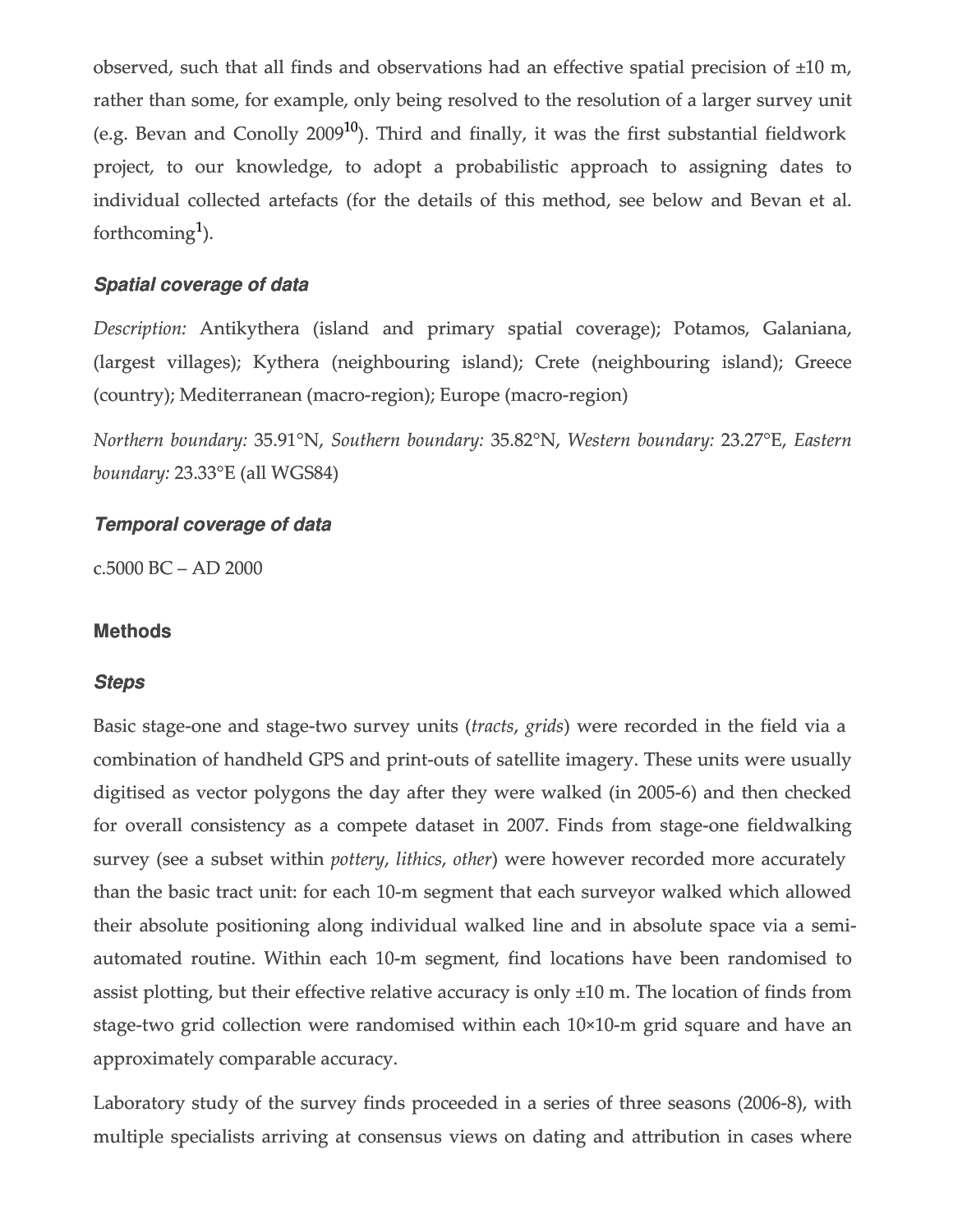observed, such that all finds and observations had an effective spatial precision of ±10 m, rather than some, for example, only being resolved to the resolution of a larger survey unit (e.g. Bevan and Conolly 2009[10]). Third and finally, it was the first substantial fieldwork project, to our knowledge, to adopt a probabilistic approach to assigning dates to individual collected artefacts (for the details of this method, see below and Bevan et al. forthcoming[1]).

### *Spatial coverage of data*

*Description:* Antikythera (island and primary spatial coverage); Potamos, Galaniana, (largest villages); Kythera (neighbouring island); Crete (neighbouring island); Greece (country); Mediterranean (macro-region); Europe (macro-region)

*Northern boundary:* 35.91°N, *Southern boundary:* 35.82°N, *Western boundary:* 23.27°E, *Eastern boundary:* 23.33°E (all WGS84)

### *Temporal coverage of data*

c.5000 BC – AD 2000

## Methods

### *Steps*

Basic stage-one and stage-two survey units (*tracts*, *grids*) were recorded in the field via a combination of handheld GPS and print-outs of satellite imagery. These units were usually digitised as vector polygons the day after they were walked (in 2005-6) and then checked for overall consistency as a compete dataset in 2007. Finds from stage-one fieldwalking survey (see a subset within *pottery*, *lithics*, *other*) were however recorded more accurately than the basic tract unit: for each 10-m segment that each surveyor walked which allowed their absolute positioning along individual walked line and in absolute space via a semi-automated routine. Within each 10-m segment, find locations have been randomised to assist plotting, but their effective relative accuracy is only ±10 m. The location of finds from stage-two grid collection were randomised within each 10×10-m grid square and have an approximately comparable accuracy.

Laboratory study of the survey finds proceeded in a series of three seasons (2006-8), with multiple specialists arriving at consensus views on dating and attribution in cases where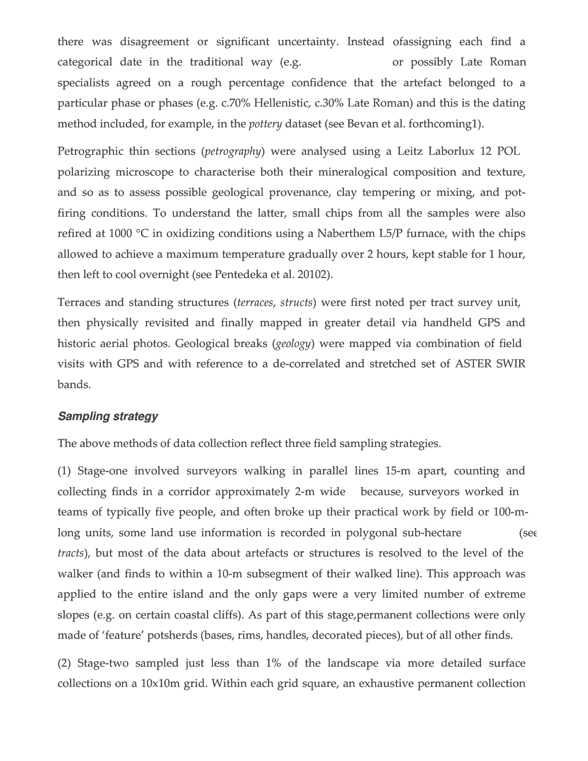there was disagreement or significant uncertainty. Instead ofassigning each find a categorical date in the traditional way (e.g.                    or possibly Late Roman specialists agreed on a rough percentage confidence that the artefact belonged to a particular phase or phases (e.g. c.70% Hellenistic, c.30% Late Roman) and this is the dating method included, for example, in the *pottery* dataset (see Bevan et al. forthcoming1).

Petrographic thin sections (*petrography*) were analysed using a Leitz Laborlux 12 POL polarizing microscope to characterise both their mineralogical composition and texture, and so as to assess possible geological provenance, clay tempering or mixing, and pot-firing conditions. To understand the latter, small chips from all the samples were also refired at 1000 °C in oxidizing conditions using a Naberthem L5/P furnace, with the chips allowed to achieve a maximum temperature gradually over 2 hours, kept stable for 1 hour, then left to cool overnight (see Pentedeka et al. 20102).

Terraces and standing structures (*terraces*, *structs*) were first noted per tract survey unit, then physically revisited and finally mapped in greater detail via handheld GPS and historic aerial photos. Geological breaks (*geology*) were mapped via combination of field visits with GPS and with reference to a de-correlated and stretched set of ASTER SWIR bands.

### *Sampling strategy*

The above methods of data collection reflect three field sampling strategies.

(1) Stage-one involved surveyors walking in parallel lines 15-m apart, counting and collecting finds in a corridor approximately 2-m wide    because, surveyors worked in teams of typically five people, and often broke up their practical work by field or 100-m-long units, some land use information is recorded in polygonal sub-hectare               (see *tracts*), but most of the data about artefacts or structures is resolved to the level of the walker (and finds to within a 10-m subsegment of their walked line). This approach was applied to the entire island and the only gaps were a very limited number of extreme slopes (e.g. on certain coastal cliffs). As part of this stage,permanent collections were only made of 'feature' potsherds (bases, rims, handles, decorated pieces), but of all other finds.

(2) Stage-two sampled just less than 1% of the landscape via more detailed surface collections on a 10x10m grid. Within each grid square, an exhaustive permanent collection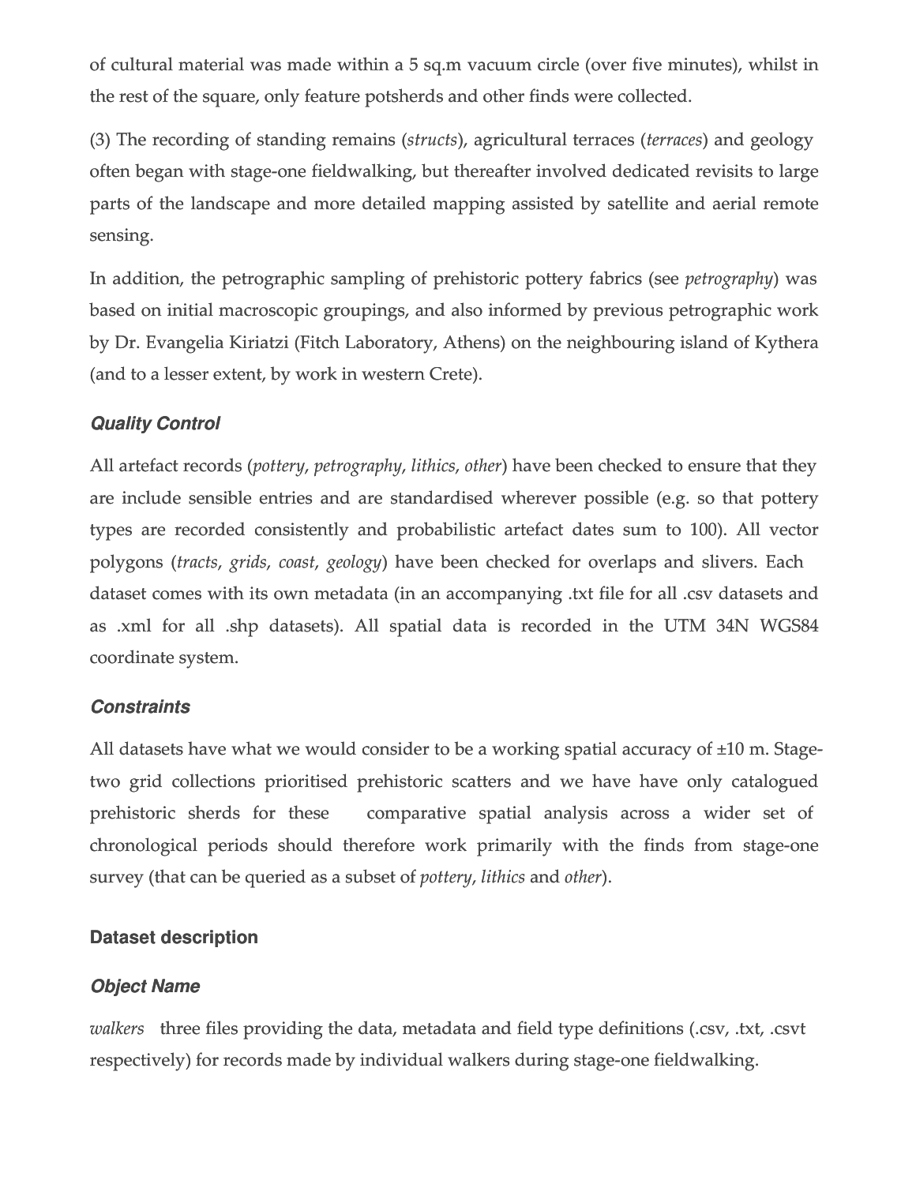of cultural material was made within a 5 sq.m vacuum circle (over five minutes), whilst in the rest of the square, only feature potsherds and other finds were collected.

(3) The recording of standing remains (*structs*), agricultural terraces (*terraces*) and geology often began with stage-one fieldwalking, but thereafter involved dedicated revisits to large parts of the landscape and more detailed mapping assisted by satellite and aerial remote sensing.

In addition, the petrographic sampling of prehistoric pottery fabrics (see *petrography*) was based on initial macroscopic groupings, and also informed by previous petrographic work by Dr. Evangelia Kiriatzi (Fitch Laboratory, Athens) on the neighbouring island of Kythera (and to a lesser extent, by work in western Crete).

### *Quality Control*

All artefact records (*pottery*, *petrography*, *lithics*, *other*) have been checked to ensure that they are include sensible entries and are standardised wherever possible (e.g. so that pottery types are recorded consistently and probabilistic artefact dates sum to 100). All vector polygons (*tracts*, *grids*, *coast*, *geology*) have been checked for overlaps and slivers. Each dataset comes with its own metadata (in an accompanying .txt file for all .csv datasets and as .xml for all .shp datasets). All spatial data is recorded in the UTM 34N WGS84 coordinate system.

### *Constraints*

All datasets have what we would consider to be a working spatial accuracy of ±10 m. Stage-two grid collections prioritised prehistoric scatters and we have have only catalogued prehistoric sherds for these comparative spatial analysis across a wider set of chronological periods should therefore work primarily with the finds from stage-one survey (that can be queried as a subset of *pottery*, *lithics* and *other*).

## Dataset description

### *Object Name*

*walkers* three files providing the data, metadata and field type definitions (.csv, .txt, .csvt respectively) for records made by individual walkers during stage-one fieldwalking.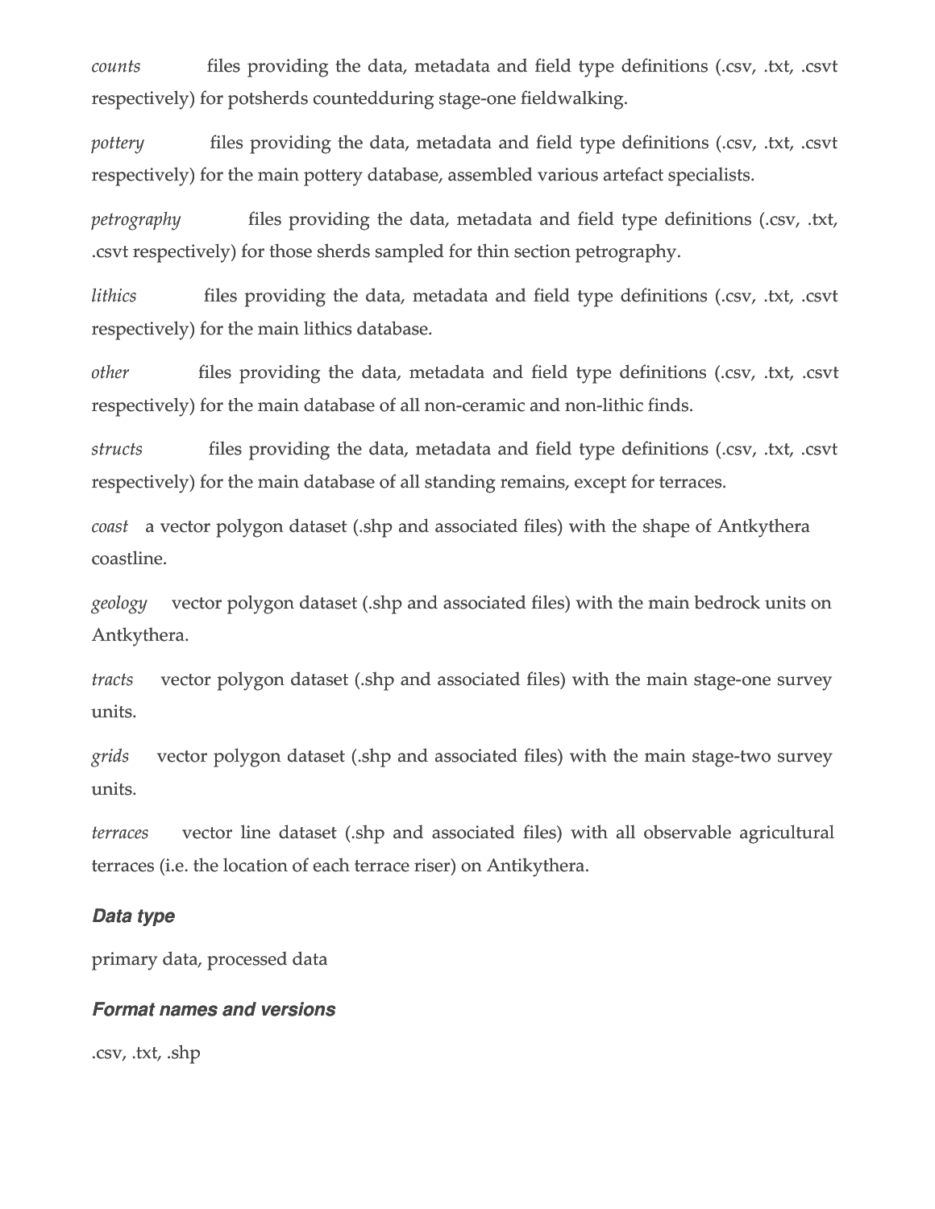*counts* files providing the data, metadata and field type definitions (.csv, .txt, .csvt respectively) for potsherds countedduring stage-one fieldwalking.

*pottery* files providing the data, metadata and field type definitions (.csv, .txt, .csvt respectively) for the main pottery database, assembled various artefact specialists.

*petrography* files providing the data, metadata and field type definitions (.csv, .txt, .csvt respectively) for those sherds sampled for thin section petrography.

*lithics* files providing the data, metadata and field type definitions (.csv, .txt, .csvt respectively) for the main lithics database.

*other* files providing the data, metadata and field type definitions (.csv, .txt, .csvt respectively) for the main database of all non-ceramic and non-lithic finds.

*structs* files providing the data, metadata and field type definitions (.csv, .txt, .csvt respectively) for the main database of all standing remains, except for terraces.

*coast* a vector polygon dataset (.shp and associated files) with the shape of Antkythera coastline.

*geology* vector polygon dataset (.shp and associated files) with the main bedrock units on Antkythera.

*tracts* vector polygon dataset (.shp and associated files) with the main stage-one survey units.

*grids* vector polygon dataset (.shp and associated files) with the main stage-two survey units.

*terraces* vector line dataset (.shp and associated files) with all observable agricultural terraces (i.e. the location of each terrace riser) on Antikythera.

### *Data type*

primary data, processed data

### *Format names and versions*

.csv, .txt, .shp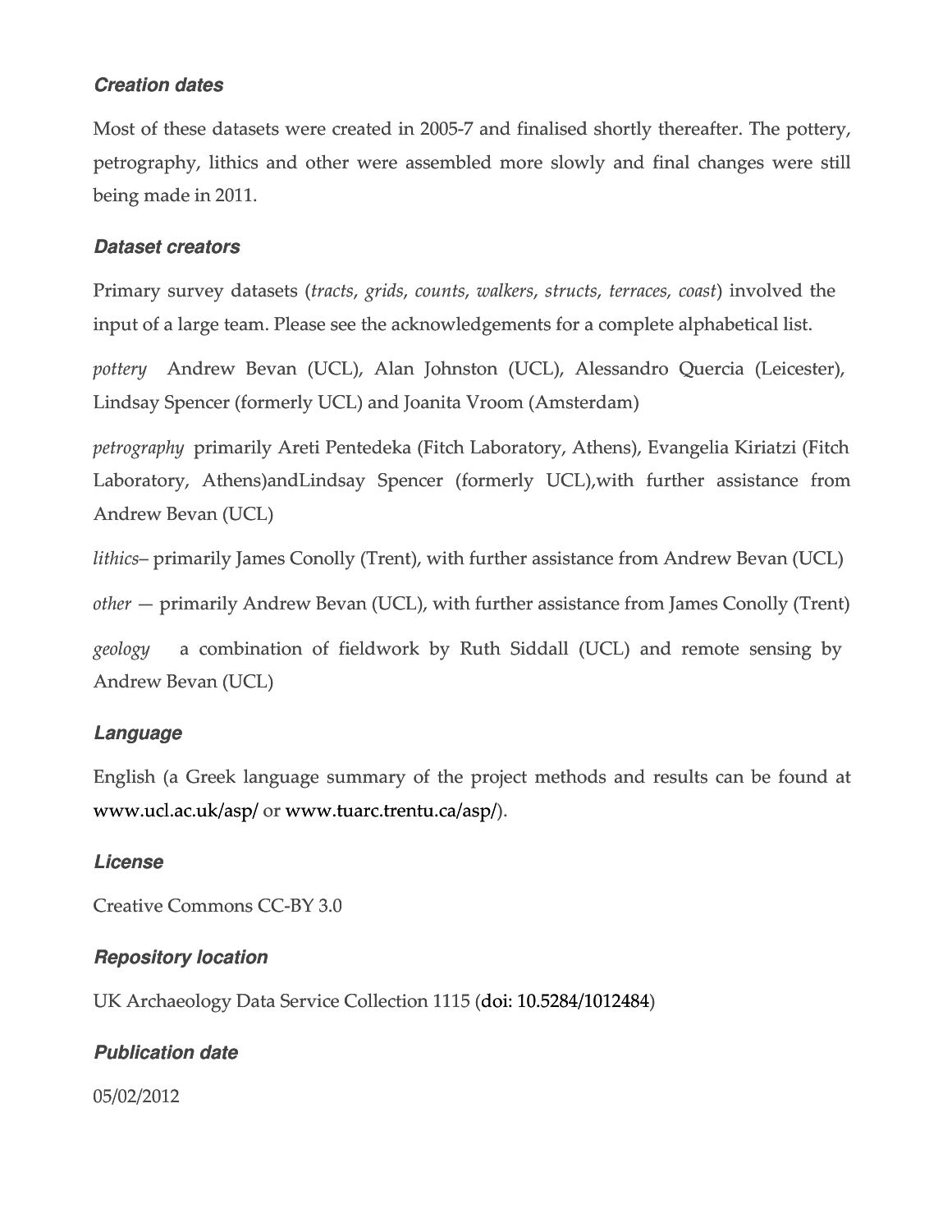### Creation dates

Most of these datasets were created in 2005-7 and finalised shortly thereafter. The pottery, petrography, lithics and other were assembled more slowly and final changes were still being made in 2011.

### Dataset creators

Primary survey datasets (*tracts*, *grids*, *counts*, *walkers*, *structs*, *terraces, coast*) involved the input of a large team. Please see the acknowledgements for a complete alphabetical list.

*pottery* Andrew Bevan (UCL), Alan Johnston (UCL), Alessandro Quercia (Leicester), Lindsay Spencer (formerly UCL) and Joanita Vroom (Amsterdam)

*petrography* primarily Areti Pentedeka (Fitch Laboratory, Athens), Evangelia Kiriatzi (Fitch Laboratory, Athens)andLindsay Spencer (formerly UCL),with further assistance from Andrew Bevan (UCL)

*lithics*– primarily James Conolly (Trent), with further assistance from Andrew Bevan (UCL)

*other* — primarily Andrew Bevan (UCL), with further assistance from James Conolly (Trent)

*geology* a combination of fieldwork by Ruth Siddall (UCL) and remote sensing by Andrew Bevan (UCL)

### Language

English (a Greek language summary of the project methods and results can be found at www.ucl.ac.uk/asp/ or www.tuarc.trentu.ca/asp/).

### License

Creative Commons CC-BY 3.0

### Repository location

UK Archaeology Data Service Collection 1115 (doi: 10.5284/1012484)

### Publication date

05/02/2012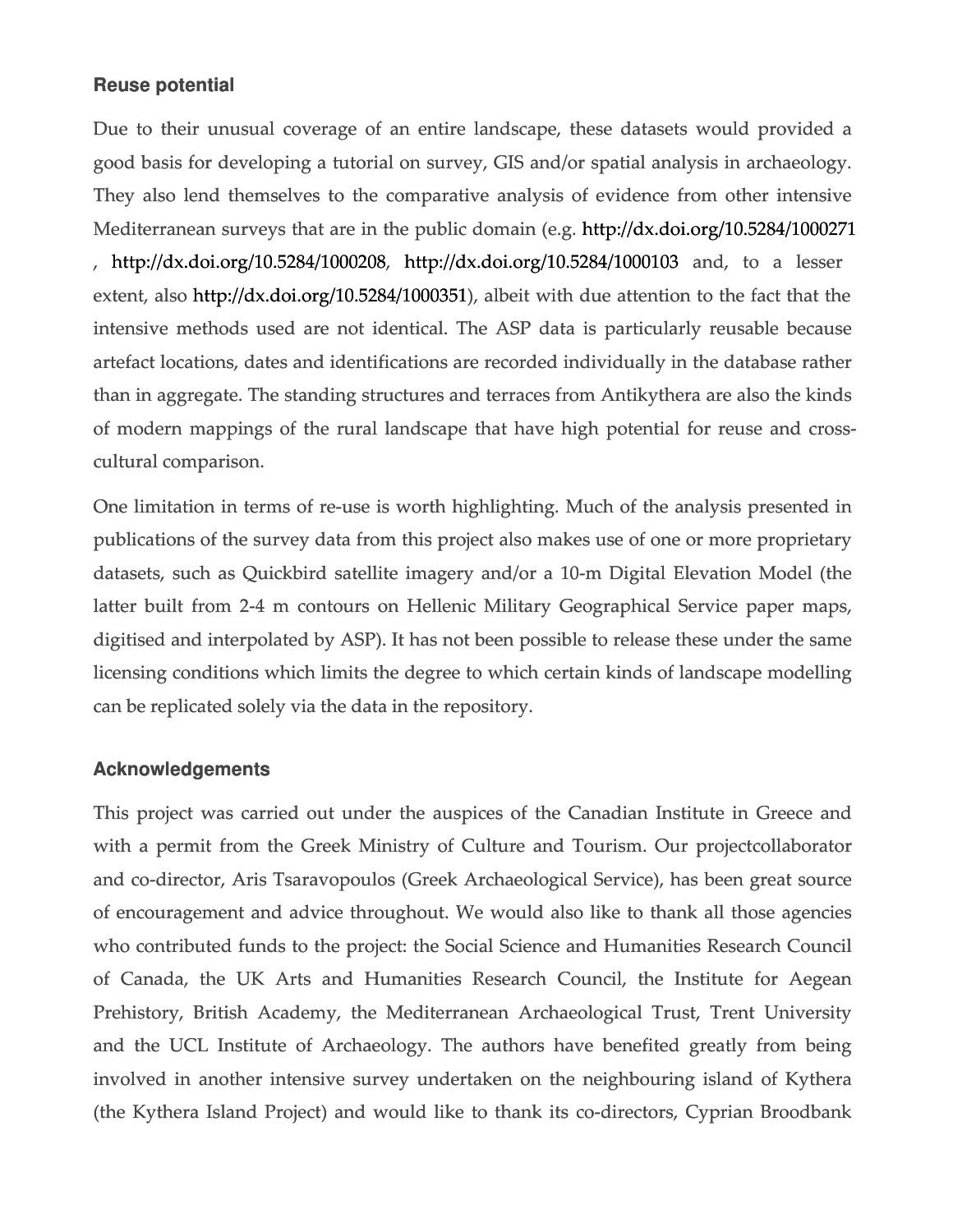### Reuse potential

Due to their unusual coverage of an entire landscape, these datasets would provided a good basis for developing a tutorial on survey, GIS and/or spatial analysis in archaeology. They also lend themselves to the comparative analysis of evidence from other intensive Mediterranean surveys that are in the public domain (e.g. http://dx.doi.org/10.5284/1000271 , http://dx.doi.org/10.5284/1000208, http://dx.doi.org/10.5284/1000103 and, to a lesser extent, also http://dx.doi.org/10.5284/1000351), albeit with due attention to the fact that the intensive methods used are not identical. The ASP data is particularly reusable because artefact locations, dates and identifications are recorded individually in the database rather than in aggregate. The standing structures and terraces from Antikythera are also the kinds of modern mappings of the rural landscape that have high potential for reuse and cross-cultural comparison.

One limitation in terms of re-use is worth highlighting. Much of the analysis presented in publications of the survey data from this project also makes use of one or more proprietary datasets, such as Quickbird satellite imagery and/or a 10-m Digital Elevation Model (the latter built from 2-4 m contours on Hellenic Military Geographical Service paper maps, digitised and interpolated by ASP). It has not been possible to release these under the same licensing conditions which limits the degree to which certain kinds of landscape modelling can be replicated solely via the data in the repository.

### Acknowledgements

This project was carried out under the auspices of the Canadian Institute in Greece and with a permit from the Greek Ministry of Culture and Tourism. Our projectcollaborator and co-director, Aris Tsaravopoulos (Greek Archaeological Service), has been great source of encouragement and advice throughout. We would also like to thank all those agencies who contributed funds to the project: the Social Science and Humanities Research Council of Canada, the UK Arts and Humanities Research Council, the Institute for Aegean Prehistory, British Academy, the Mediterranean Archaeological Trust, Trent University and the UCL Institute of Archaeology. The authors have benefited greatly from being involved in another intensive survey undertaken on the neighbouring island of Kythera (the Kythera Island Project) and would like to thank its co-directors, Cyprian Broodbank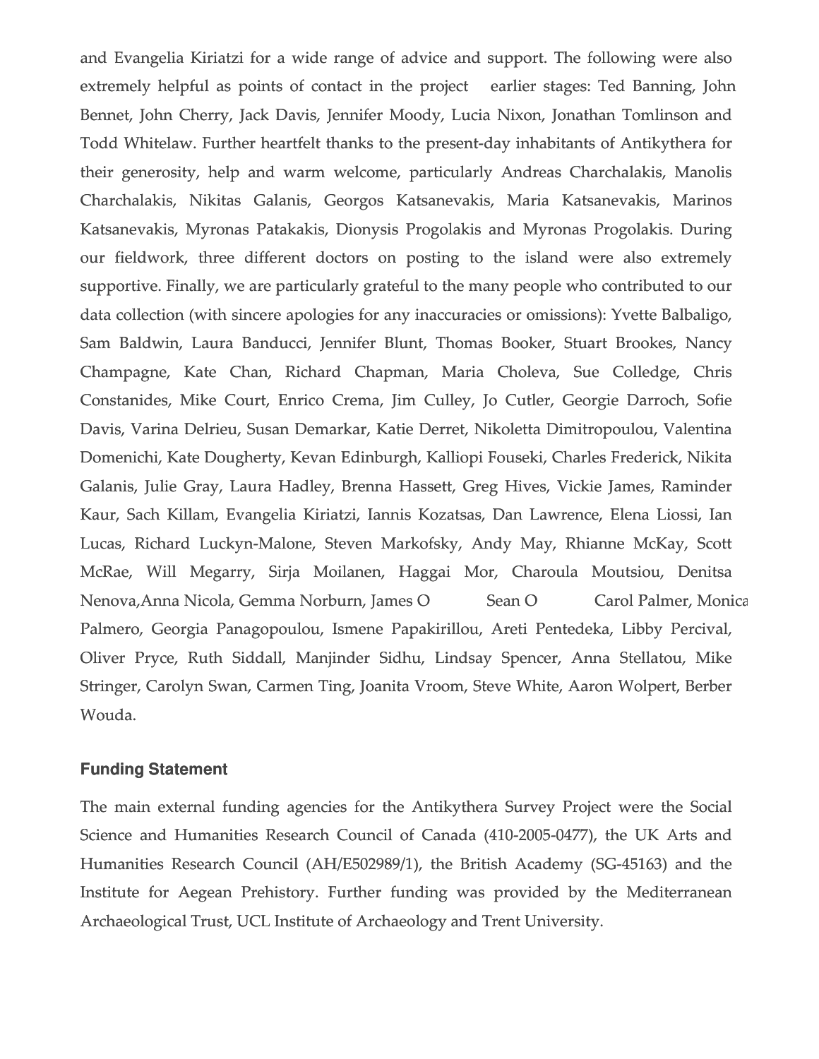and Evangelia Kiriatzi for a wide range of advice and support. The following were also extremely helpful as points of contact in the project earlier stages: Ted Banning, John Bennet, John Cherry, Jack Davis, Jennifer Moody, Lucia Nixon, Jonathan Tomlinson and Todd Whitelaw. Further heartfelt thanks to the present-day inhabitants of Antikythera for their generosity, help and warm welcome, particularly Andreas Charchalakis, Manolis Charchalakis, Nikitas Galanis, Georgos Katsanevakis, Maria Katsanevakis, Marinos Katsanevakis, Myronas Patakakis, Dionysis Progolakis and Myronas Progolakis. During our fieldwork, three different doctors on posting to the island were also extremely supportive. Finally, we are particularly grateful to the many people who contributed to our data collection (with sincere apologies for any inaccuracies or omissions): Yvette Balbaligo, Sam Baldwin, Laura Banducci, Jennifer Blunt, Thomas Booker, Stuart Brookes, Nancy Champagne, Kate Chan, Richard Chapman, Maria Choleva, Sue Colledge, Chris Constanides, Mike Court, Enrico Crema, Jim Culley, Jo Cutler, Georgie Darroch, Sofie Davis, Varina Delrieu, Susan Demarkar, Katie Derret, Nikoletta Dimitropoulou, Valentina Domenichi, Kate Dougherty, Kevan Edinburgh, Kalliopi Fouseki, Charles Frederick, Nikita Galanis, Julie Gray, Laura Hadley, Brenna Hassett, Greg Hives, Vickie James, Raminder Kaur, Sach Killam, Evangelia Kiriatzi, Iannis Kozatsas, Dan Lawrence, Elena Liossi, Ian Lucas, Richard Luckyn-Malone, Steven Markofsky, Andy May, Rhianne McKay, Scott McRae, Will Megarry, Sirja Moilanen, Haggai Mor, Charoula Moutsiou, Denitsa Nenova,Anna Nicola, Gemma Norburn, James O Sean O Carol Palmer, Monica Palmero, Georgia Panagopoulou, Ismene Papakirillou, Areti Pentedeka, Libby Percival, Oliver Pryce, Ruth Siddall, Manjinder Sidhu, Lindsay Spencer, Anna Stellatou, Mike Stringer, Carolyn Swan, Carmen Ting, Joanita Vroom, Steve White, Aaron Wolpert, Berber Wouda.

### Funding Statement

The main external funding agencies for the Antikythera Survey Project were the Social Science and Humanities Research Council of Canada (410-2005-0477), the UK Arts and Humanities Research Council (AH/E502989/1), the British Academy (SG-45163) and the Institute for Aegean Prehistory. Further funding was provided by the Mediterranean Archaeological Trust, UCL Institute of Archaeology and Trent University.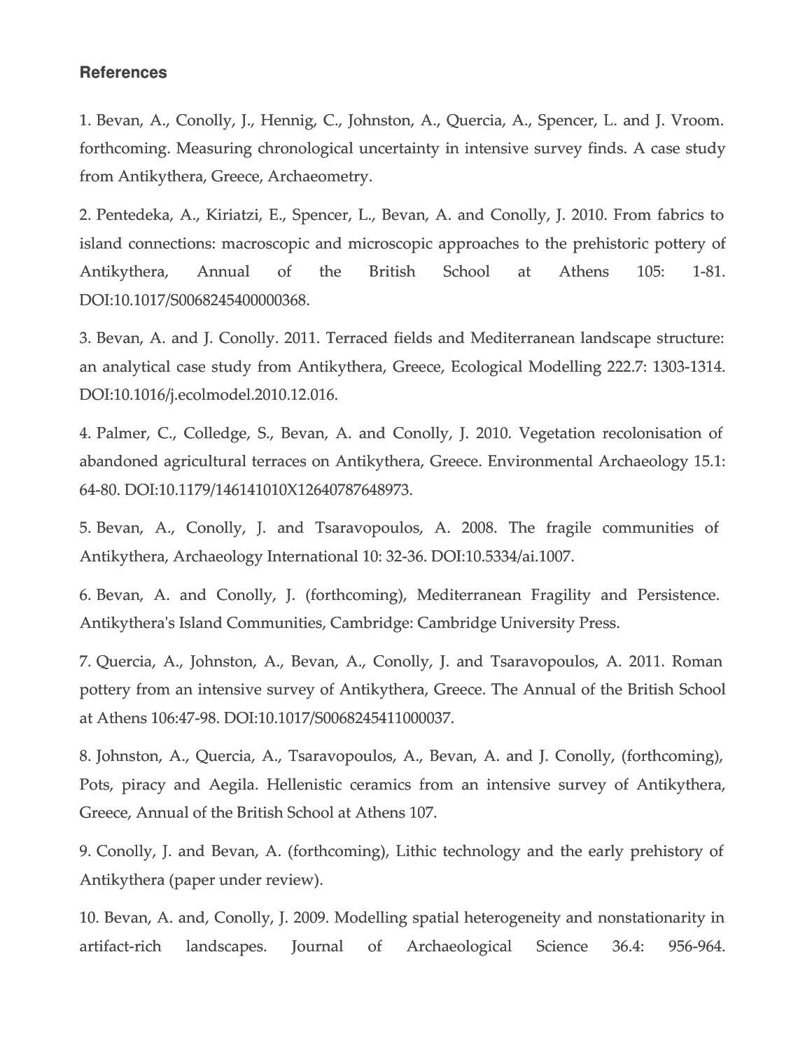## References

1. Bevan, A., Conolly, J., Hennig, C., Johnston, A., Quercia, A., Spencer, L. and J. Vroom. forthcoming. Measuring chronological uncertainty in intensive survey finds. A case study from Antikythera, Greece, Archaeometry.

2. Pentedeka, A., Kiriatzi, E., Spencer, L., Bevan, A. and Conolly, J. 2010. From fabrics to island connections: macroscopic and microscopic approaches to the prehistoric pottery of Antikythera, Annual of the British School at Athens 105: 1-81. DOI:10.1017/S0068245400000368.

3. Bevan, A. and J. Conolly. 2011. Terraced fields and Mediterranean landscape structure: an analytical case study from Antikythera, Greece, Ecological Modelling 222.7: 1303-1314. DOI:10.1016/j.ecolmodel.2010.12.016.

4. Palmer, C., Colledge, S., Bevan, A. and Conolly, J. 2010. Vegetation recolonisation of abandoned agricultural terraces on Antikythera, Greece. Environmental Archaeology 15.1: 64-80. DOI:10.1179/146141010X12640787648973.

5. Bevan, A., Conolly, J. and Tsaravopoulos, A. 2008. The fragile communities of Antikythera, Archaeology International 10: 32-36. DOI:10.5334/ai.1007.

6. Bevan, A. and Conolly, J. (forthcoming), Mediterranean Fragility and Persistence. Antikythera's Island Communities, Cambridge: Cambridge University Press.

7. Quercia, A., Johnston, A., Bevan, A., Conolly, J. and Tsaravopoulos, A. 2011. Roman pottery from an intensive survey of Antikythera, Greece. The Annual of the British School at Athens 106:47-98. DOI:10.1017/S0068245411000037.

8. Johnston, A., Quercia, A., Tsaravopoulos, A., Bevan, A. and J. Conolly, (forthcoming), Pots, piracy and Aegila. Hellenistic ceramics from an intensive survey of Antikythera, Greece, Annual of the British School at Athens 107.

9. Conolly, J. and Bevan, A. (forthcoming), Lithic technology and the early prehistory of Antikythera (paper under review).

10. Bevan, A. and, Conolly, J. 2009. Modelling spatial heterogeneity and nonstationarity in artifact-rich landscapes. Journal of Archaeological Science 36.4: 956-964.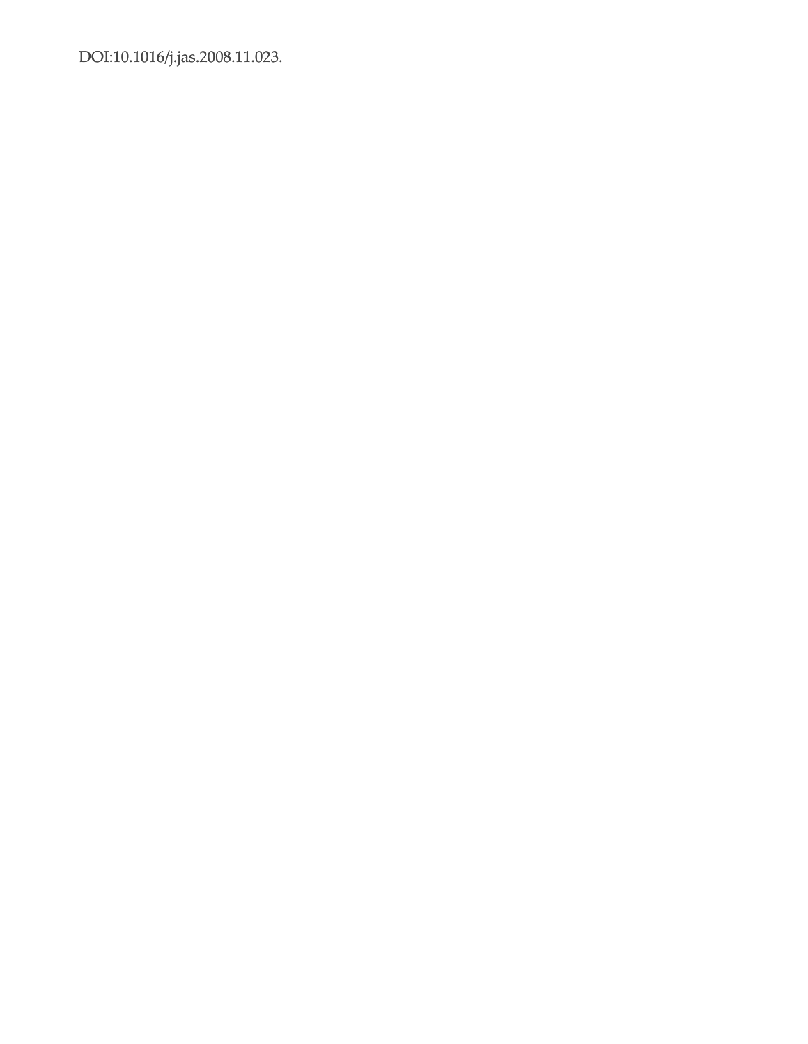DOI:10.1016/j.jas.2008.11.023.